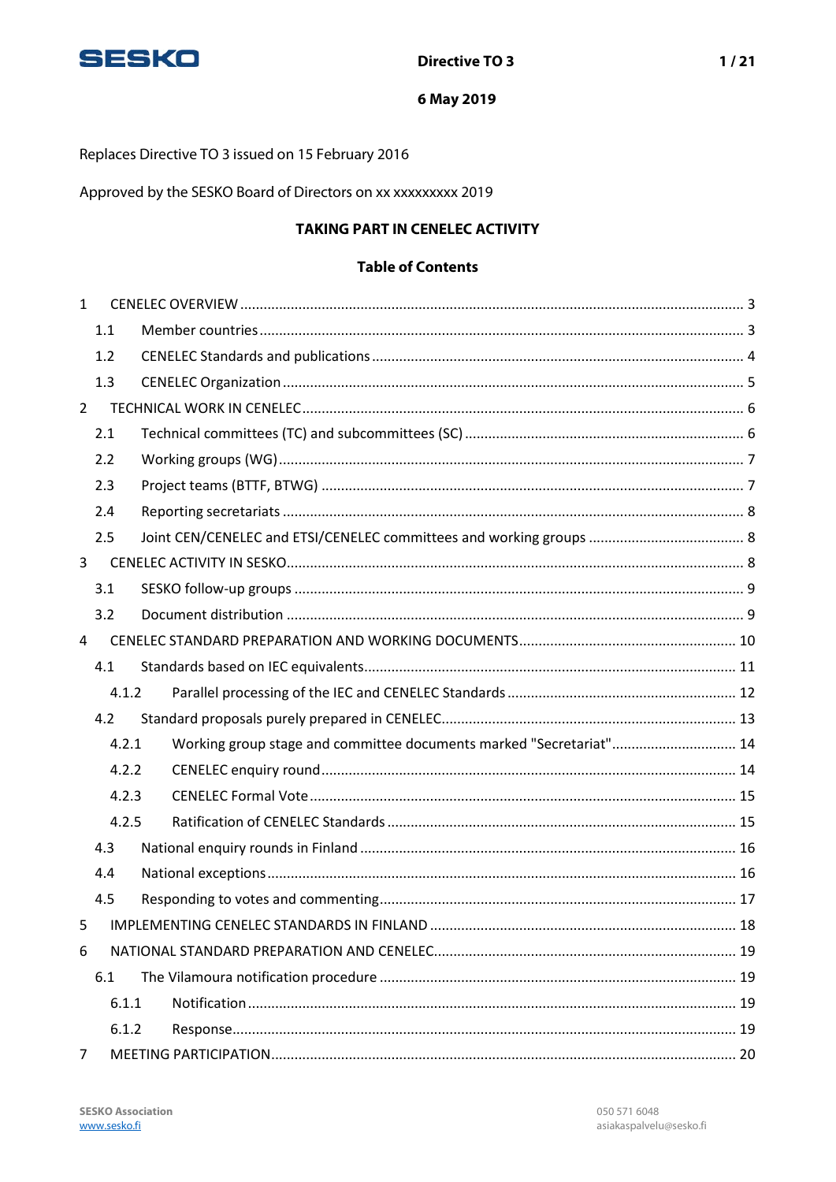**Directive TO 3**

**6 May 2019**

Replaces Directive TO 3 issued on 15 February 2016

Approved by the SESKO Board of Directors on xx xxxxxxxxx 2019

# TAKING PART IN CENELEC ACTIVITY

## Table of Contents

1 CENELEC OVERVIEW ... 3
- 1.1 Member countries ... 3
- 1.2 CENELEC Standards and publications ... 4
- 1.3 CENELEC Organization ... 5

2 TECHNICAL WORK IN CENELEC ... 6
- 2.1 Technical committees (TC) and subcommittees (SC) ... 6
- 2.2 Working groups (WG) ... 7
- 2.3 Project teams (BTTF, BTWG) ... 7
- 2.4 Reporting secretariats ... 8
- 2.5 Joint CEN/CENELEC and ETSI/CENELEC committees and working groups ... 8

3 CENELEC ACTIVITY IN SESKO ... 8
- 3.1 SESKO follow-up groups ... 9
- 3.2 Document distribution ... 9

4 CENELEC STANDARD PREPARATION AND WORKING DOCUMENTS ... 10
- 4.1 Standards based on IEC equivalents ... 11
  - 4.1.2 Parallel processing of the IEC and CENELEC Standards ... 12
- 4.2 Standard proposals purely prepared in CENELEC ... 13
  - 4.2.1 Working group stage and committee documents marked "Secretariat" ... 14
  - 4.2.2 CENELEC enquiry round ... 14
  - 4.2.3 CENELEC Formal Vote ... 15
  - 4.2.5 Ratification of CENELEC Standards ... 15
- 4.3 National enquiry rounds in Finland ... 16
- 4.4 National exceptions ... 16
- 4.5 Responding to votes and commenting ... 17

5 IMPLEMENTING CENELEC STANDARDS IN FINLAND ... 18

6 NATIONAL STANDARD PREPARATION AND CENELEC ... 19
- 6.1 The Vilamoura notification procedure ... 19
  - 6.1.1 Notification ... 19
  - 6.1.2 Response ... 19

7 MEETING PARTICIPATION ... 20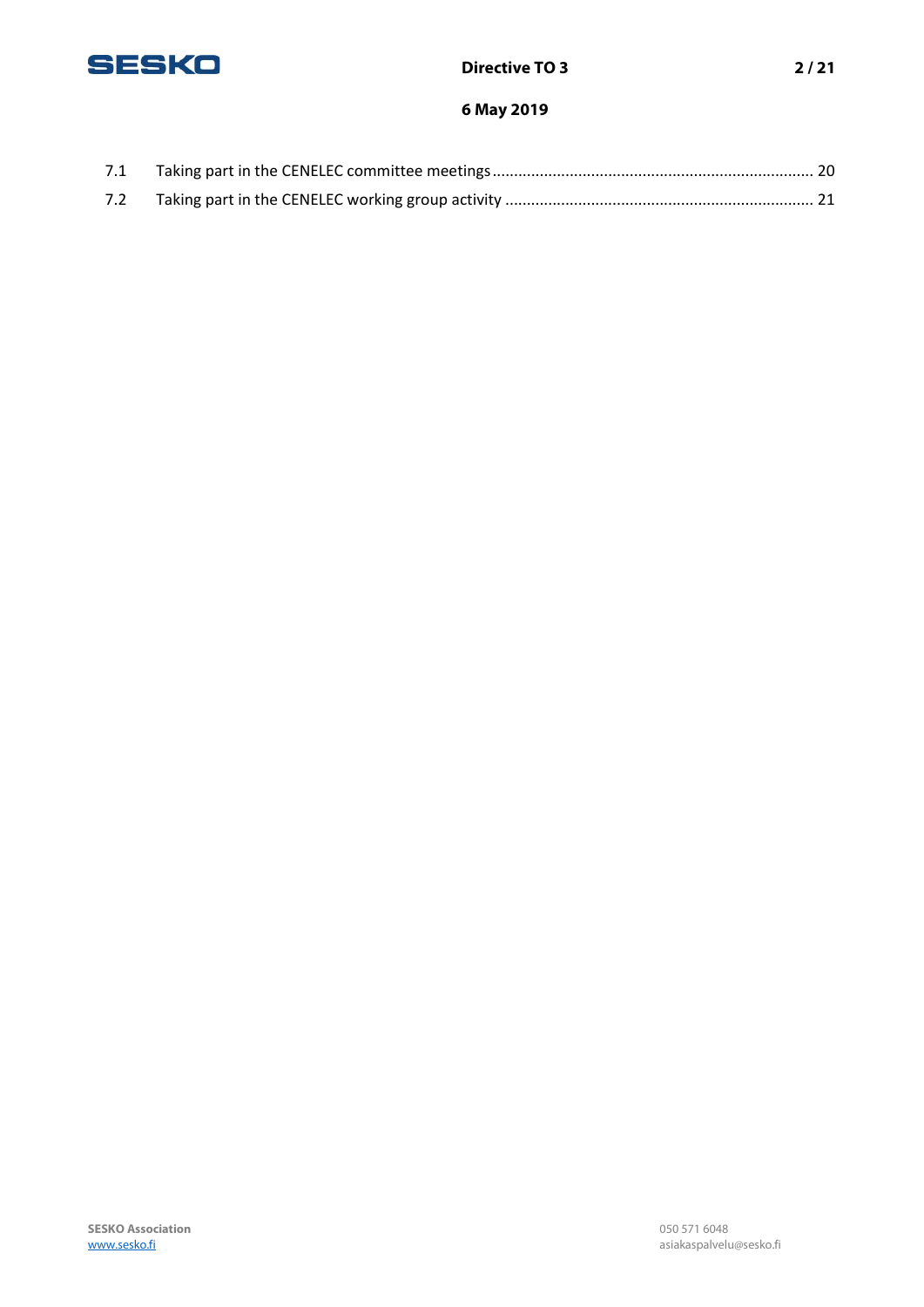7.1 Taking part in the CENELEC committee meetings ........................................................................ 20

7.2 Taking part in the CENELEC working group activity ...................................................................... 21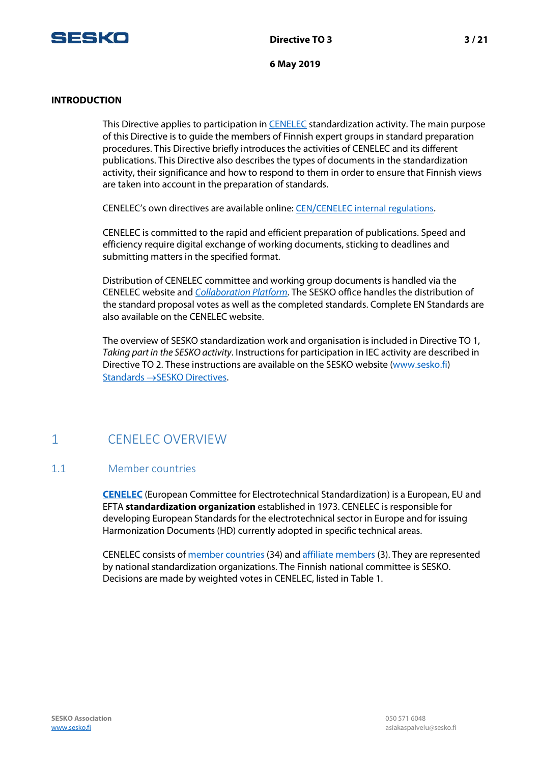## INTRODUCTION

This Directive applies to participation in CENELEC standardization activity. The main purpose of this Directive is to guide the members of Finnish expert groups in standard preparation procedures. This Directive briefly introduces the activities of CENELEC and its different publications. This Directive also describes the types of documents in the standardization activity, their significance and how to respond to them in order to ensure that Finnish views are taken into account in the preparation of standards.

CENELEC's own directives are available online: CEN/CENELEC internal regulations.

CENELEC is committed to the rapid and efficient preparation of publications. Speed and efficiency require digital exchange of working documents, sticking to deadlines and submitting matters in the specified format.

Distribution of CENELEC committee and working group documents is handled via the CENELEC website and *Collaboration Platform*. The SESKO office handles the distribution of the standard proposal votes as well as the completed standards. Complete EN Standards are also available on the CENELEC website.

The overview of SESKO standardization work and organisation is included in Directive TO 1, *Taking part in the SESKO activity*. Instructions for participation in IEC activity are described in Directive TO 2. These instructions are available on the SESKO website (www.sesko.fi) Standards →SESKO Directives.

# 1 CENELEC OVERVIEW

## 1.1 Member countries

**CENELEC** (European Committee for Electrotechnical Standardization) is a European, EU and EFTA **standardization organization** established in 1973. CENELEC is responsible for developing European Standards for the electrotechnical sector in Europe and for issuing Harmonization Documents (HD) currently adopted in specific technical areas.

CENELEC consists of member countries (34) and affiliate members (3). They are represented by national standardization organizations. The Finnish national committee is SESKO. Decisions are made by weighted votes in CENELEC, listed in Table 1.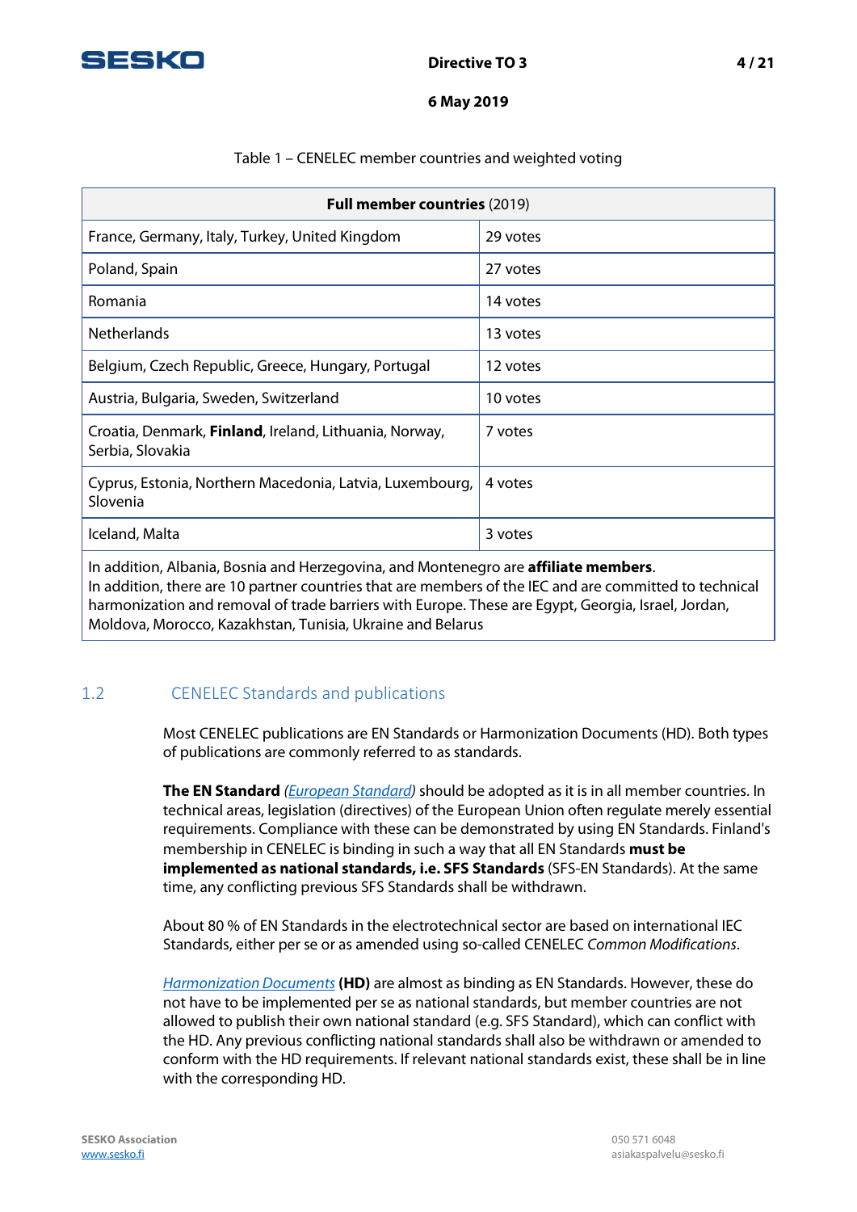Table 1 – CENELEC member countries and weighted voting

| **Full member countries** (2019) | |
|---|---|
| France, Germany, Italy, Turkey, United Kingdom | 29 votes |
| Poland, Spain | 27 votes |
| Romania | 14 votes |
| Netherlands | 13 votes |
| Belgium, Czech Republic, Greece, Hungary, Portugal | 12 votes |
| Austria, Bulgaria, Sweden, Switzerland | 10 votes |
| Croatia, Denmark, **Finland**, Ireland, Lithuania, Norway, Serbia, Slovakia | 7 votes |
| Cyprus, Estonia, Northern Macedonia, Latvia, Luxembourg, Slovenia | 4 votes |
| Iceland, Malta | 3 votes |
| In addition, Albania, Bosnia and Herzegovina, and Montenegro are **affiliate members**. In addition, there are 10 partner countries that are members of the IEC and are committed to technical harmonization and removal of trade barriers with Europe. These are Egypt, Georgia, Israel, Jordan, Moldova, Morocco, Kazakhstan, Tunisia, Ukraine and Belarus | |

## 1.2 CENELEC Standards and publications

Most CENELEC publications are EN Standards or Harmonization Documents (HD). Both types of publications are commonly referred to as standards.

**The EN Standard** *(European Standard)* should be adopted as it is in all member countries. In technical areas, legislation (directives) of the European Union often regulate merely essential requirements. Compliance with these can be demonstrated by using EN Standards. Finland's membership in CENELEC is binding in such a way that all EN Standards **must be implemented as national standards, i.e. SFS Standards** (SFS-EN Standards). At the same time, any conflicting previous SFS Standards shall be withdrawn.

About 80 % of EN Standards in the electrotechnical sector are based on international IEC Standards, either per se or as amended using so-called CENELEC *Common Modifications*.

*Harmonization Documents* **(HD)** are almost as binding as EN Standards. However, these do not have to be implemented per se as national standards, but member countries are not allowed to publish their own national standard (e.g. SFS Standard), which can conflict with the HD. Any previous conflicting national standards shall also be withdrawn or amended to conform with the HD requirements. If relevant national standards exist, these shall be in line with the corresponding HD.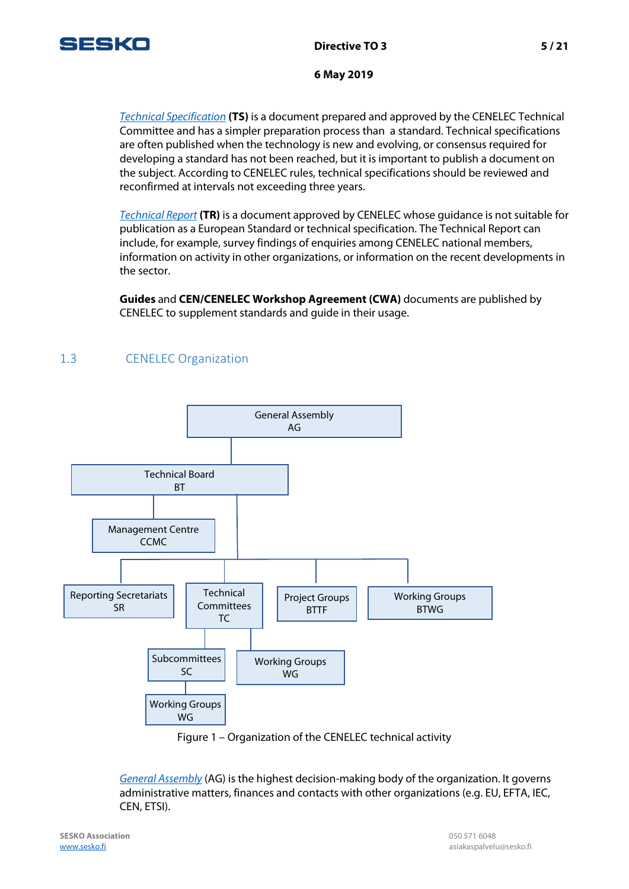*Technical Specification* **(TS)** is a document prepared and approved by the CENELEC Technical Committee and has a simpler preparation process than a standard. Technical specifications are often published when the technology is new and evolving, or consensus required for developing a standard has not been reached, but it is important to publish a document on the subject. According to CENELEC rules, technical specifications should be reviewed and reconfirmed at intervals not exceeding three years.

*Technical Report* **(TR)** is a document approved by CENELEC whose guidance is not suitable for publication as a European Standard or technical specification. The Technical Report can include, for example, survey findings of enquiries among CENELEC national members, information on activity in other organizations, or information on the recent developments in the sector.

**Guides** and **CEN/CENELEC Workshop Agreement (CWA)** documents are published by CENELEC to supplement standards and guide in their usage.

## 1.3 CENELEC Organization

- General Assembly AG
  - Technical Board BT
    - Management Centre CCMC
    - Reporting Secretariats SR
    - Technical Committees TC
      - Subcommittees SC
        - Working Groups WG
      - Working Groups WG
    - Project Groups BTTF
    - Working Groups BTWG

Figure 1 – Organization of the CENELEC technical activity

*General Assembly* (AG) is the highest decision-making body of the organization. It governs administrative matters, finances and contacts with other organizations (e.g. EU, EFTA, IEC, CEN, ETSI).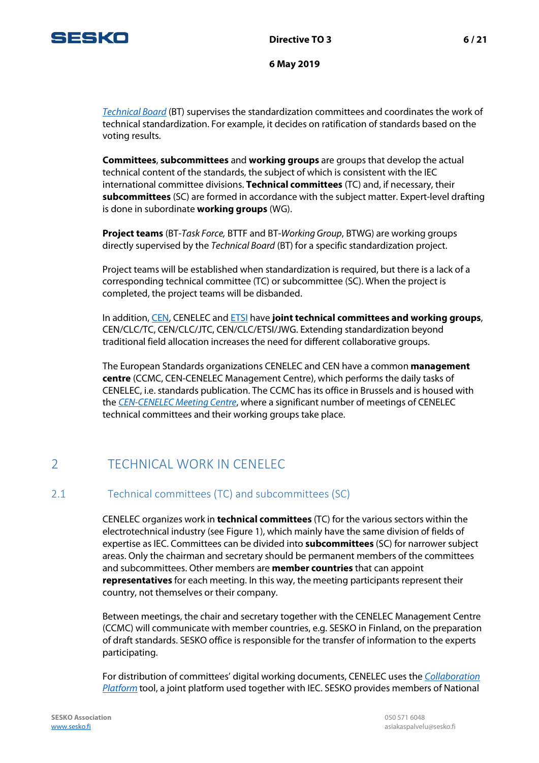*Technical Board* (BT) supervises the standardization committees and coordinates the work of technical standardization. For example, it decides on ratification of standards based on the voting results.

**Committees**, **subcommittees** and **working groups** are groups that develop the actual technical content of the standards, the subject of which is consistent with the IEC international committee divisions. **Technical committees** (TC) and, if necessary, their **subcommittees** (SC) are formed in accordance with the subject matter. Expert-level drafting is done in subordinate **working groups** (WG).

**Project teams** (BT-*Task Force,* BTTF and BT-*Working Group*, BTWG) are working groups directly supervised by the *Technical Board* (BT) for a specific standardization project.

Project teams will be established when standardization is required, but there is a lack of a corresponding technical committee (TC) or subcommittee (SC). When the project is completed, the project teams will be disbanded.

In addition, CEN, CENELEC and ETSI have **joint technical committees and working groups**, CEN/CLC/TC, CEN/CLC/JTC, CEN/CLC/ETSI/JWG. Extending standardization beyond traditional field allocation increases the need for different collaborative groups.

The European Standards organizations CENELEC and CEN have a common **management centre** (CCMC, CEN-CENELEC Management Centre), which performs the daily tasks of CENELEC, i.e. standards publication. The CCMC has its office in Brussels and is housed with the *CEN-CENELEC Meeting Centre*, where a significant number of meetings of CENELEC technical committees and their working groups take place.

# 2 TECHNICAL WORK IN CENELEC

## 2.1 Technical committees (TC) and subcommittees (SC)

CENELEC organizes work in **technical committees** (TC) for the various sectors within the electrotechnical industry (see Figure 1), which mainly have the same division of fields of expertise as IEC. Committees can be divided into **subcommittees** (SC) for narrower subject areas. Only the chairman and secretary should be permanent members of the committees and subcommittees. Other members are **member countries** that can appoint **representatives** for each meeting. In this way, the meeting participants represent their country, not themselves or their company.

Between meetings, the chair and secretary together with the CENELEC Management Centre (CCMC) will communicate with member countries, e.g. SESKO in Finland, on the preparation of draft standards. SESKO office is responsible for the transfer of information to the experts participating.

For distribution of committees' digital working documents, CENELEC uses the *Collaboration Platform* tool, a joint platform used together with IEC. SESKO provides members of National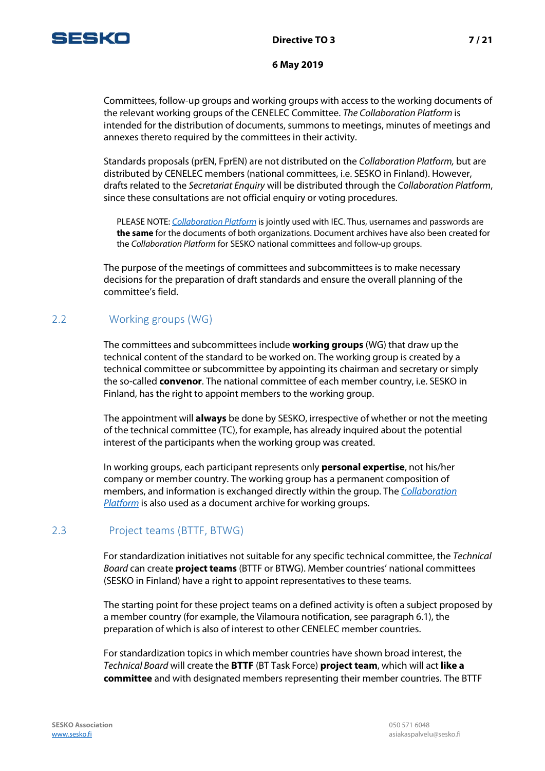Committees, follow-up groups and working groups with access to the working documents of the relevant working groups of the CENELEC Committee. *The Collaboration Platform* is intended for the distribution of documents, summons to meetings, minutes of meetings and annexes thereto required by the committees in their activity.

Standards proposals (prEN, FprEN) are not distributed on the *Collaboration Platform,* but are distributed by CENELEC members (national committees, i.e. SESKO in Finland). However, drafts related to the *Secretariat Enquiry* will be distributed through the *Collaboration Platform*, since these consultations are not official enquiry or voting procedures.

> PLEASE NOTE: *Collaboration Platform* is jointly used with IEC. Thus, usernames and passwords are **the same** for the documents of both organizations. Document archives have also been created for the *Collaboration Platform* for SESKO national committees and follow-up groups.

The purpose of the meetings of committees and subcommittees is to make necessary decisions for the preparation of draft standards and ensure the overall planning of the committee's field.

## 2.2 Working groups (WG)

The committees and subcommittees include **working groups** (WG) that draw up the technical content of the standard to be worked on. The working group is created by a technical committee or subcommittee by appointing its chairman and secretary or simply the so-called **convenor**. The national committee of each member country, i.e. SESKO in Finland, has the right to appoint members to the working group.

The appointment will **always** be done by SESKO, irrespective of whether or not the meeting of the technical committee (TC), for example, has already inquired about the potential interest of the participants when the working group was created.

In working groups, each participant represents only **personal expertise**, not his/her company or member country. The working group has a permanent composition of members, and information is exchanged directly within the group. The *Collaboration Platform* is also used as a document archive for working groups.

## 2.3 Project teams (BTTF, BTWG)

For standardization initiatives not suitable for any specific technical committee, the *Technical Board* can create **project teams** (BTTF or BTWG). Member countries' national committees (SESKO in Finland) have a right to appoint representatives to these teams.

The starting point for these project teams on a defined activity is often a subject proposed by a member country (for example, the Vilamoura notification, see paragraph 6.1), the preparation of which is also of interest to other CENELEC member countries.

For standardization topics in which member countries have shown broad interest, the *Technical Board* will create the **BTTF** (BT Task Force) **project team**, which will act **like a committee** and with designated members representing their member countries. The BTTF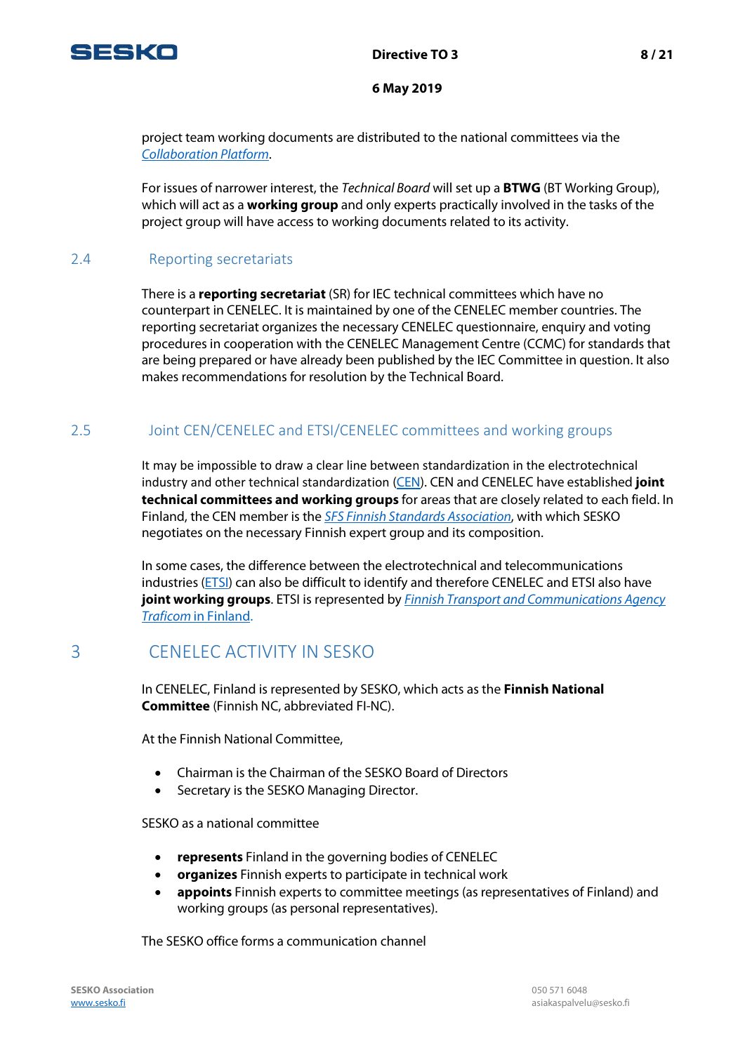project team working documents are distributed to the national committees via the *Collaboration Platform*.

For issues of narrower interest, the *Technical Board* will set up a **BTWG** (BT Working Group), which will act as a **working group** and only experts practically involved in the tasks of the project group will have access to working documents related to its activity.

## 2.4 Reporting secretariats

There is a **reporting secretariat** (SR) for IEC technical committees which have no counterpart in CENELEC. It is maintained by one of the CENELEC member countries. The reporting secretariat organizes the necessary CENELEC questionnaire, enquiry and voting procedures in cooperation with the CENELEC Management Centre (CCMC) for standards that are being prepared or have already been published by the IEC Committee in question. It also makes recommendations for resolution by the Technical Board.

## 2.5 Joint CEN/CENELEC and ETSI/CENELEC committees and working groups

It may be impossible to draw a clear line between standardization in the electrotechnical industry and other technical standardization (CEN). CEN and CENELEC have established **joint technical committees and working groups** for areas that are closely related to each field. In Finland, the CEN member is the *SFS Finnish Standards Association*, with which SESKO negotiates on the necessary Finnish expert group and its composition.

In some cases, the difference between the electrotechnical and telecommunications industries (ETSI) can also be difficult to identify and therefore CENELEC and ETSI also have **joint working groups**. ETSI is represented by *Finnish Transport and Communications Agency Traficom* in Finland.

# 3 CENELEC ACTIVITY IN SESKO

In CENELEC, Finland is represented by SESKO, which acts as the **Finnish National Committee** (Finnish NC, abbreviated FI-NC).

At the Finnish National Committee,

- Chairman is the Chairman of the SESKO Board of Directors
- Secretary is the SESKO Managing Director.

SESKO as a national committee

- **represents** Finland in the governing bodies of CENELEC
- **organizes** Finnish experts to participate in technical work
- **appoints** Finnish experts to committee meetings (as representatives of Finland) and working groups (as personal representatives).

The SESKO office forms a communication channel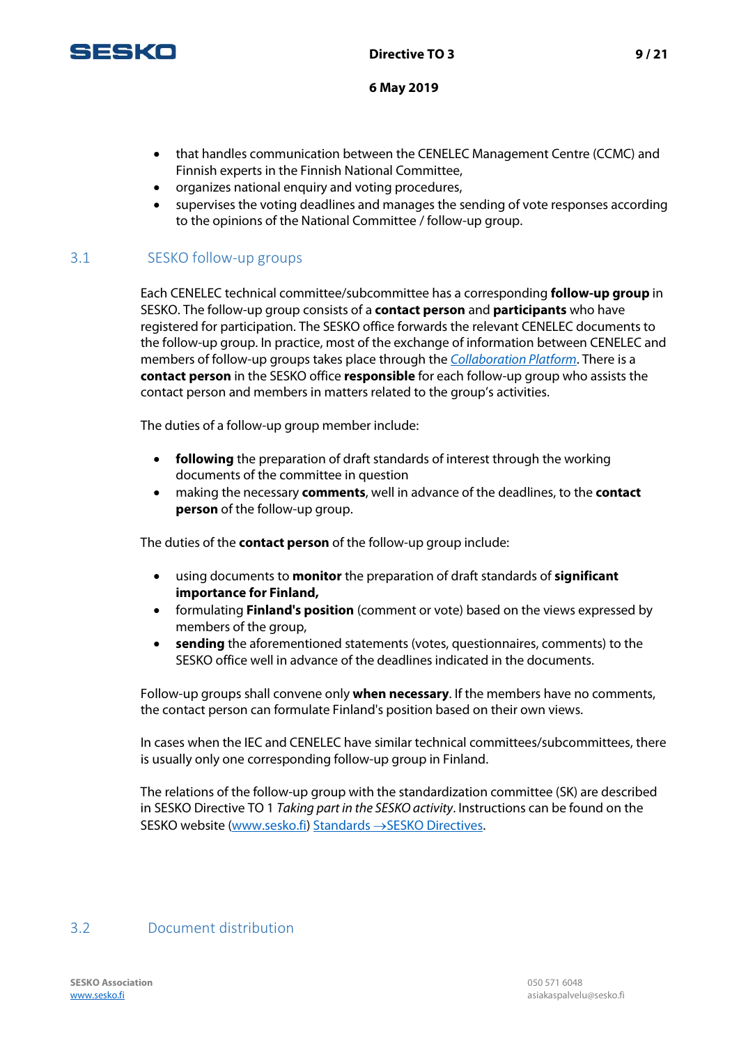- that handles communication between the CENELEC Management Centre (CCMC) and Finnish experts in the Finnish National Committee,
- organizes national enquiry and voting procedures,
- supervises the voting deadlines and manages the sending of vote responses according to the opinions of the National Committee / follow-up group.

## 3.1 SESKO follow-up groups

Each CENELEC technical committee/subcommittee has a corresponding **follow-up group** in SESKO. The follow-up group consists of a **contact person** and **participants** who have registered for participation. The SESKO office forwards the relevant CENELEC documents to the follow-up group. In practice, most of the exchange of information between CENELEC and members of follow-up groups takes place through the *Collaboration Platform*. There is a **contact person** in the SESKO office **responsible** for each follow-up group who assists the contact person and members in matters related to the group's activities.

The duties of a follow-up group member include:

- **following** the preparation of draft standards of interest through the working documents of the committee in question
- making the necessary **comments**, well in advance of the deadlines, to the **contact person** of the follow-up group.

The duties of the **contact person** of the follow-up group include:

- using documents to **monitor** the preparation of draft standards of **significant importance for Finland,**
- formulating **Finland's position** (comment or vote) based on the views expressed by members of the group,
- **sending** the aforementioned statements (votes, questionnaires, comments) to the SESKO office well in advance of the deadlines indicated in the documents.

Follow-up groups shall convene only **when necessary**. If the members have no comments, the contact person can formulate Finland's position based on their own views.

In cases when the IEC and CENELEC have similar technical committees/subcommittees, there is usually only one corresponding follow-up group in Finland.

The relations of the follow-up group with the standardization committee (SK) are described in SESKO Directive TO 1 *Taking part in the SESKO activity*. Instructions can be found on the SESKO website (www.sesko.fi) Standards →SESKO Directives.

## 3.2 Document distribution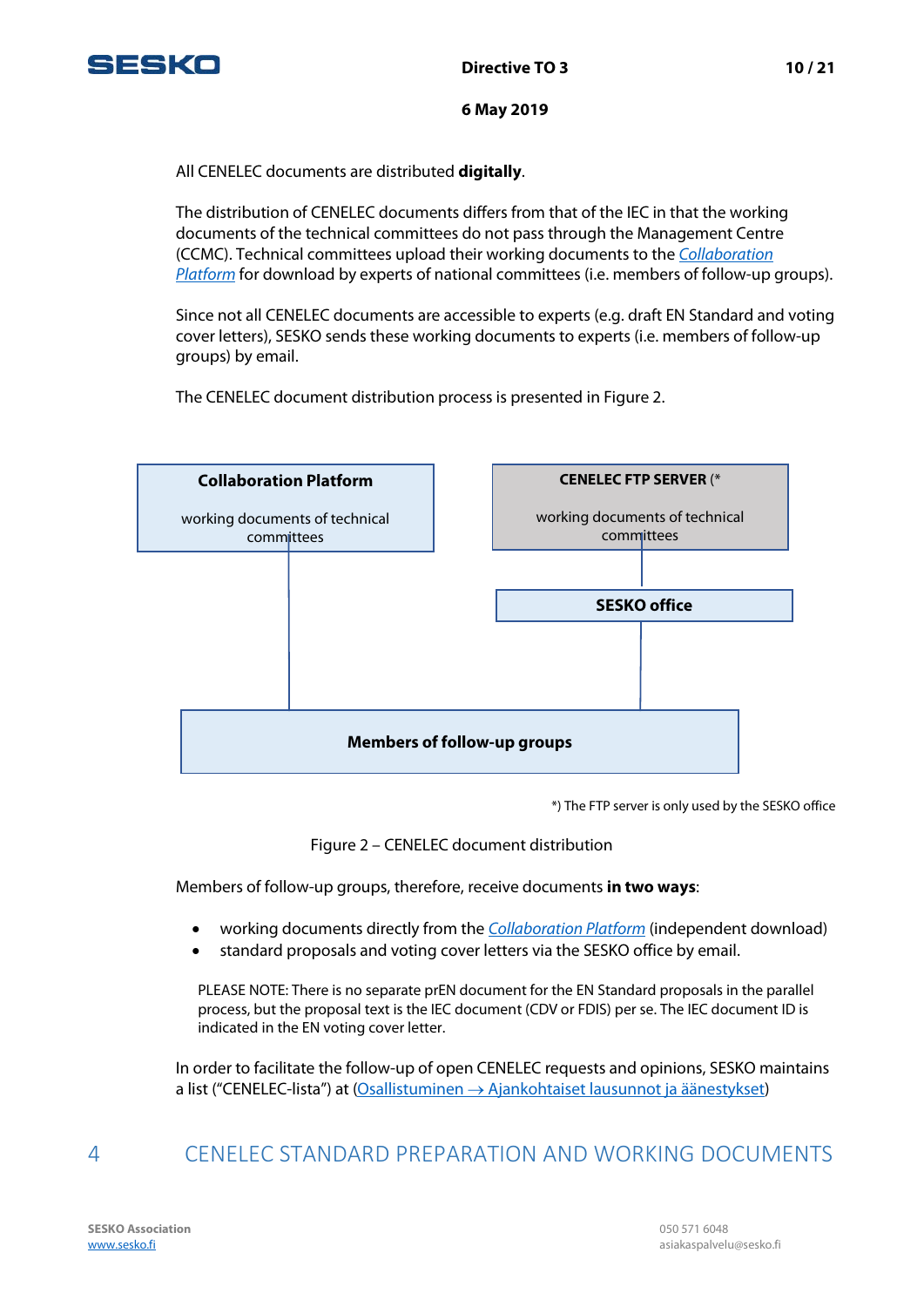All CENELEC documents are distributed **digitally**.

The distribution of CENELEC documents differs from that of the IEC in that the working documents of the technical committees do not pass through the Management Centre (CCMC). Technical committees upload their working documents to the [Collaboration Platform]() for download by experts of national committees (i.e. members of follow-up groups).

Since not all CENELEC documents are accessible to experts (e.g. draft EN Standard and voting cover letters), SESKO sends these working documents to experts (i.e. members of follow-up groups) by email.

The CENELEC document distribution process is presented in Figure 2.

**Collaboration Platform**

working documents of technical committees

**CENELEC FTP SERVER** (*

working documents of technical committees

**SESKO office**

**Members of follow-up groups**

*) The FTP server is only used by the SESKO office

Figure 2 – CENELEC document distribution

Members of follow-up groups, therefore, receive documents **in two ways**:

- working documents directly from the [Collaboration Platform]() (independent download)
- standard proposals and voting cover letters via the SESKO office by email.

PLEASE NOTE: There is no separate prEN document for the EN Standard proposals in the parallel process, but the proposal text is the IEC document (CDV or FDIS) per se. The IEC document ID is indicated in the EN voting cover letter.

In order to facilitate the follow-up of open CENELEC requests and opinions, SESKO maintains a list ("CENELEC-lista") at ([Osallistuminen → Ajankohtaiset lausunnot ja äänestykset]())

# 4 CENELEC STANDARD PREPARATION AND WORKING DOCUMENTS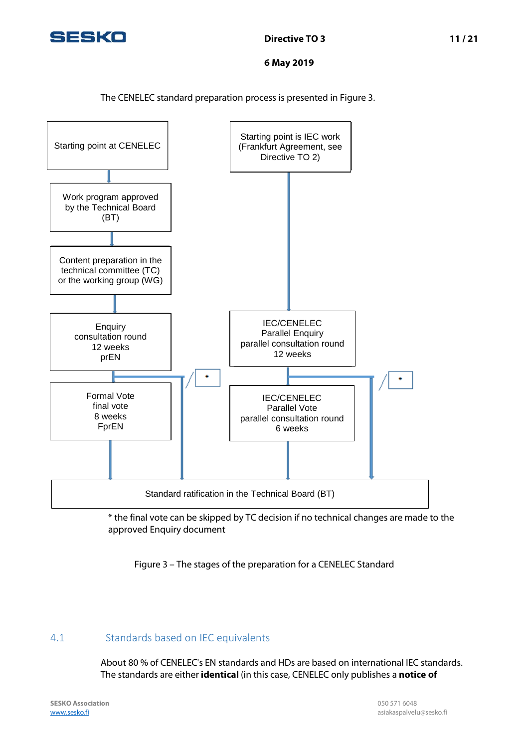The CENELEC standard preparation process is presented in Figure 3.

Starting point at CENELEC

Work program approved by the Technical Board (BT)

Content preparation in the technical committee (TC) or the working group (WG)

Enquiry consultation round 12 weeks prEN

Formal Vote final vote 8 weeks FprEN

Starting point is IEC work (Frankfurt Agreement, see Directive TO 2)

IEC/CENELEC Parallel Enquiry parallel consultation round 12 weeks

IEC/CENELEC Parallel Vote parallel consultation round 6 weeks

Standard ratification in the Technical Board (BT)

* the final vote can be skipped by TC decision if no technical changes are made to the approved Enquiry document

Figure 3 – The stages of the preparation for a CENELEC Standard

## 4.1 Standards based on IEC equivalents

About 80 % of CENELEC's EN standards and HDs are based on international IEC standards. The standards are either **identical** (in this case, CENELEC only publishes a **notice of**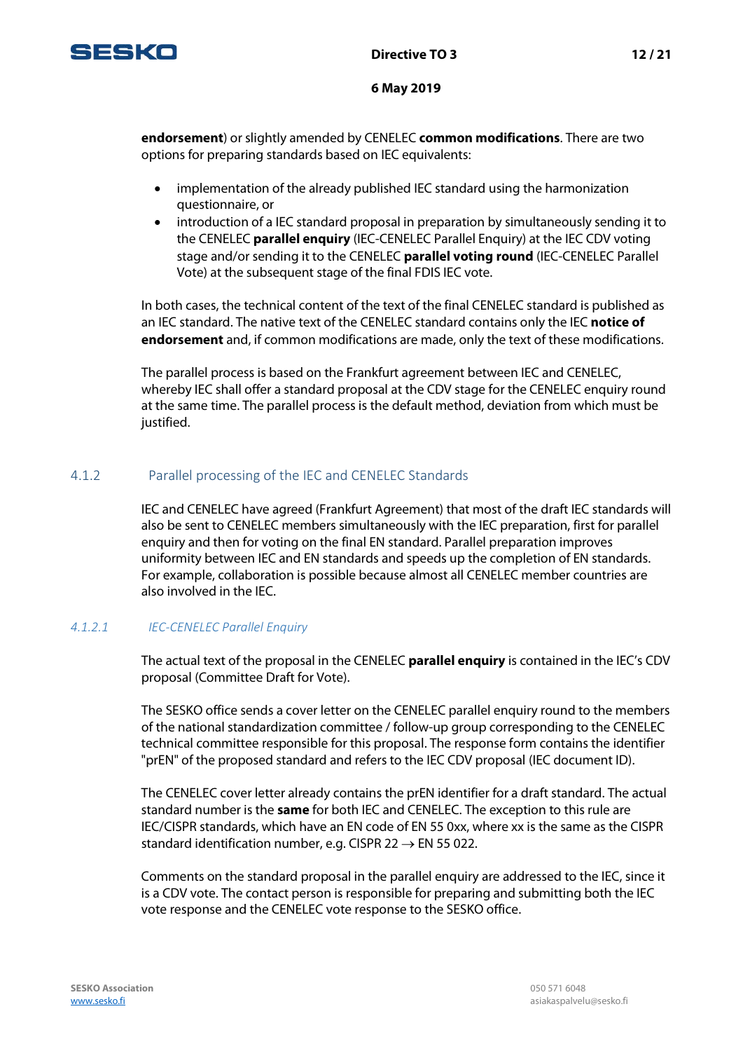**endorsement**) or slightly amended by CENELEC **common modifications**. There are two options for preparing standards based on IEC equivalents:

- implementation of the already published IEC standard using the harmonization questionnaire, or
- introduction of a IEC standard proposal in preparation by simultaneously sending it to the CENELEC **parallel enquiry** (IEC-CENELEC Parallel Enquiry) at the IEC CDV voting stage and/or sending it to the CENELEC **parallel voting round** (IEC-CENELEC Parallel Vote) at the subsequent stage of the final FDIS IEC vote.

In both cases, the technical content of the text of the final CENELEC standard is published as an IEC standard. The native text of the CENELEC standard contains only the IEC **notice of endorsement** and, if common modifications are made, only the text of these modifications.

The parallel process is based on the Frankfurt agreement between IEC and CENELEC, whereby IEC shall offer a standard proposal at the CDV stage for the CENELEC enquiry round at the same time. The parallel process is the default method, deviation from which must be justified.

### 4.1.2 Parallel processing of the IEC and CENELEC Standards

IEC and CENELEC have agreed (Frankfurt Agreement) that most of the draft IEC standards will also be sent to CENELEC members simultaneously with the IEC preparation, first for parallel enquiry and then for voting on the final EN standard. Parallel preparation improves uniformity between IEC and EN standards and speeds up the completion of EN standards. For example, collaboration is possible because almost all CENELEC member countries are also involved in the IEC.

#### *4.1.2.1 IEC-CENELEC Parallel Enquiry*

The actual text of the proposal in the CENELEC **parallel enquiry** is contained in the IEC's CDV proposal (Committee Draft for Vote).

The SESKO office sends a cover letter on the CENELEC parallel enquiry round to the members of the national standardization committee / follow-up group corresponding to the CENELEC technical committee responsible for this proposal. The response form contains the identifier "prEN" of the proposed standard and refers to the IEC CDV proposal (IEC document ID).

The CENELEC cover letter already contains the prEN identifier for a draft standard. The actual standard number is the **same** for both IEC and CENELEC. The exception to this rule are IEC/CISPR standards, which have an EN code of EN 55 0xx, where xx is the same as the CISPR standard identification number, e.g. CISPR 22 → EN 55 022.

Comments on the standard proposal in the parallel enquiry are addressed to the IEC, since it is a CDV vote. The contact person is responsible for preparing and submitting both the IEC vote response and the CENELEC vote response to the SESKO office.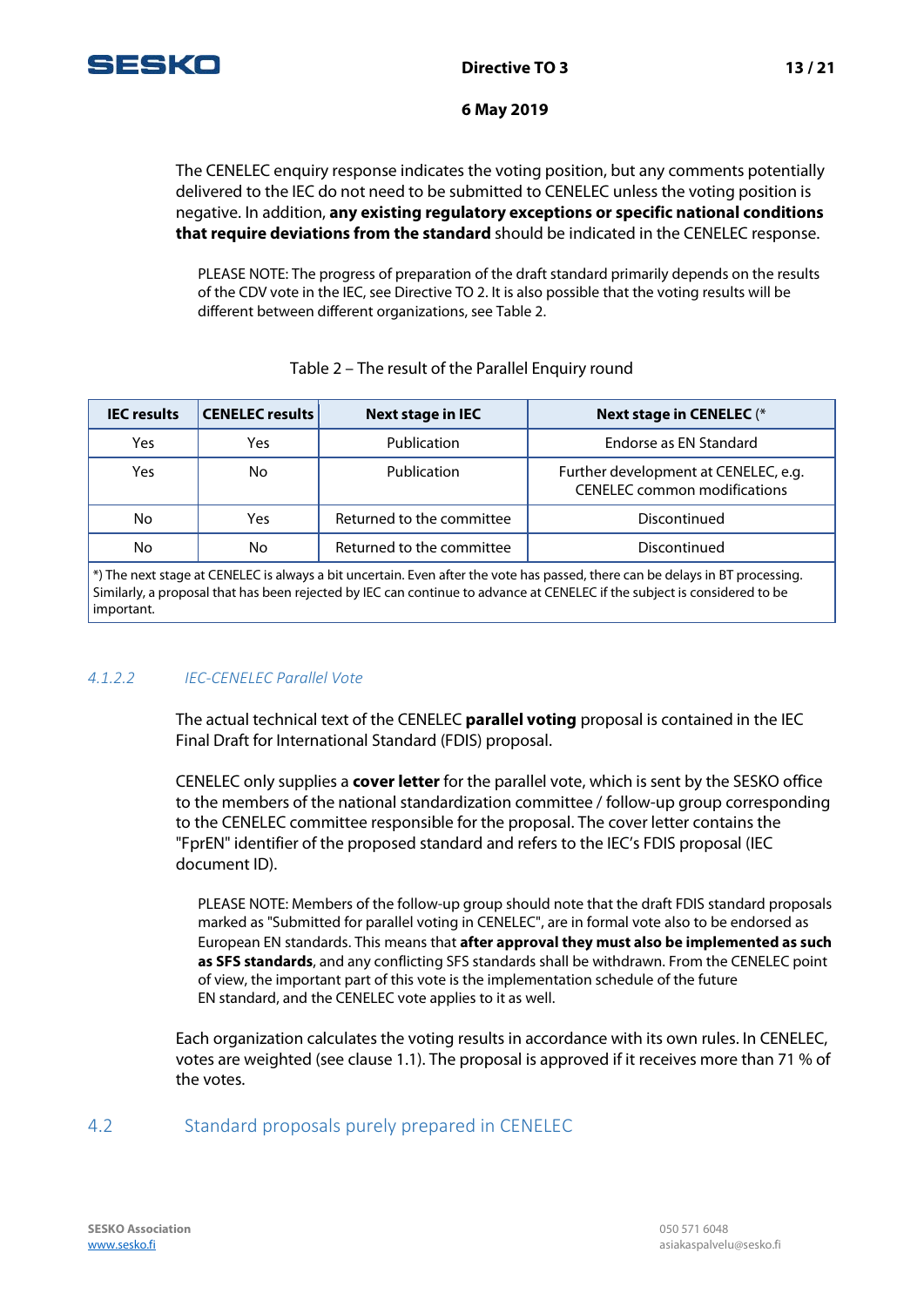The CENELEC enquiry response indicates the voting position, but any comments potentially delivered to the IEC do not need to be submitted to CENELEC unless the voting position is negative. In addition, **any existing regulatory exceptions or specific national conditions that require deviations from the standard** should be indicated in the CENELEC response.

> PLEASE NOTE: The progress of preparation of the draft standard primarily depends on the results of the CDV vote in the IEC, see Directive TO 2. It is also possible that the voting results will be different between different organizations, see Table 2.

Table 2 – The result of the Parallel Enquiry round

| IEC results | CENELEC results | Next stage in IEC | Next stage in CENELEC (* |
|---|---|---|---|
| Yes | Yes | Publication | Endorse as EN Standard |
| Yes | No | Publication | Further development at CENELEC, e.g. CENELEC common modifications |
| No | Yes | Returned to the committee | Discontinued |
| No | No | Returned to the committee | Discontinued |

*) The next stage at CENELEC is always a bit uncertain. Even after the vote has passed, there can be delays in BT processing. Similarly, a proposal that has been rejected by IEC can continue to advance at CENELEC if the subject is considered to be important.

#### 4.1.2.2 IEC-CENELEC Parallel Vote

The actual technical text of the CENELEC **parallel voting** proposal is contained in the IEC Final Draft for International Standard (FDIS) proposal.

CENELEC only supplies a **cover letter** for the parallel vote, which is sent by the SESKO office to the members of the national standardization committee / follow-up group corresponding to the CENELEC committee responsible for the proposal. The cover letter contains the "FprEN" identifier of the proposed standard and refers to the IEC's FDIS proposal (IEC document ID).

> PLEASE NOTE: Members of the follow-up group should note that the draft FDIS standard proposals marked as "Submitted for parallel voting in CENELEC", are in formal vote also to be endorsed as European EN standards. This means that **after approval they must also be implemented as such as SFS standards**, and any conflicting SFS standards shall be withdrawn. From the CENELEC point of view, the important part of this vote is the implementation schedule of the future EN standard, and the CENELEC vote applies to it as well.

Each organization calculates the voting results in accordance with its own rules. In CENELEC, votes are weighted (see clause 1.1). The proposal is approved if it receives more than 71 % of the votes.

## 4.2 Standard proposals purely prepared in CENELEC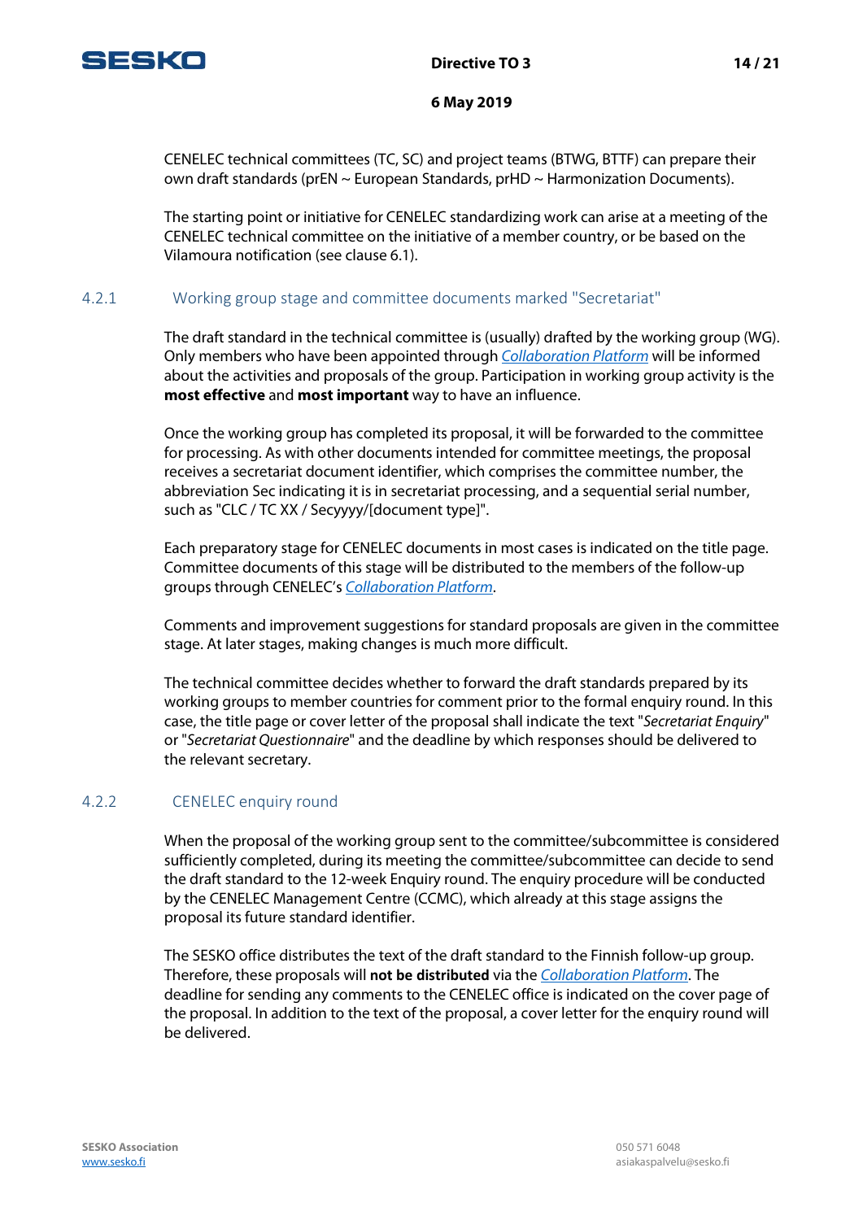CENELEC technical committees (TC, SC) and project teams (BTWG, BTTF) can prepare their own draft standards (prEN ~ European Standards, prHD ~ Harmonization Documents).

The starting point or initiative for CENELEC standardizing work can arise at a meeting of the CENELEC technical committee on the initiative of a member country, or be based on the Vilamoura notification (see clause 6.1).

### 4.2.1 Working group stage and committee documents marked "Secretariat"

The draft standard in the technical committee is (usually) drafted by the working group (WG). Only members who have been appointed through *Collaboration Platform* will be informed about the activities and proposals of the group. Participation in working group activity is the **most effective** and **most important** way to have an influence.

Once the working group has completed its proposal, it will be forwarded to the committee for processing. As with other documents intended for committee meetings, the proposal receives a secretariat document identifier, which comprises the committee number, the abbreviation Sec indicating it is in secretariat processing, and a sequential serial number, such as "CLC / TC XX / Secyyyy/[document type]".

Each preparatory stage for CENELEC documents in most cases is indicated on the title page. Committee documents of this stage will be distributed to the members of the follow-up groups through CENELEC's *Collaboration Platform*.

Comments and improvement suggestions for standard proposals are given in the committee stage. At later stages, making changes is much more difficult.

The technical committee decides whether to forward the draft standards prepared by its working groups to member countries for comment prior to the formal enquiry round. In this case, the title page or cover letter of the proposal shall indicate the text "*Secretariat Enquiry*" or "*Secretariat Questionnaire*" and the deadline by which responses should be delivered to the relevant secretary.

### 4.2.2 CENELEC enquiry round

When the proposal of the working group sent to the committee/subcommittee is considered sufficiently completed, during its meeting the committee/subcommittee can decide to send the draft standard to the 12-week Enquiry round. The enquiry procedure will be conducted by the CENELEC Management Centre (CCMC), which already at this stage assigns the proposal its future standard identifier.

The SESKO office distributes the text of the draft standard to the Finnish follow-up group. Therefore, these proposals will **not be distributed** via the *Collaboration Platform*. The deadline for sending any comments to the CENELEC office is indicated on the cover page of the proposal. In addition to the text of the proposal, a cover letter for the enquiry round will be delivered.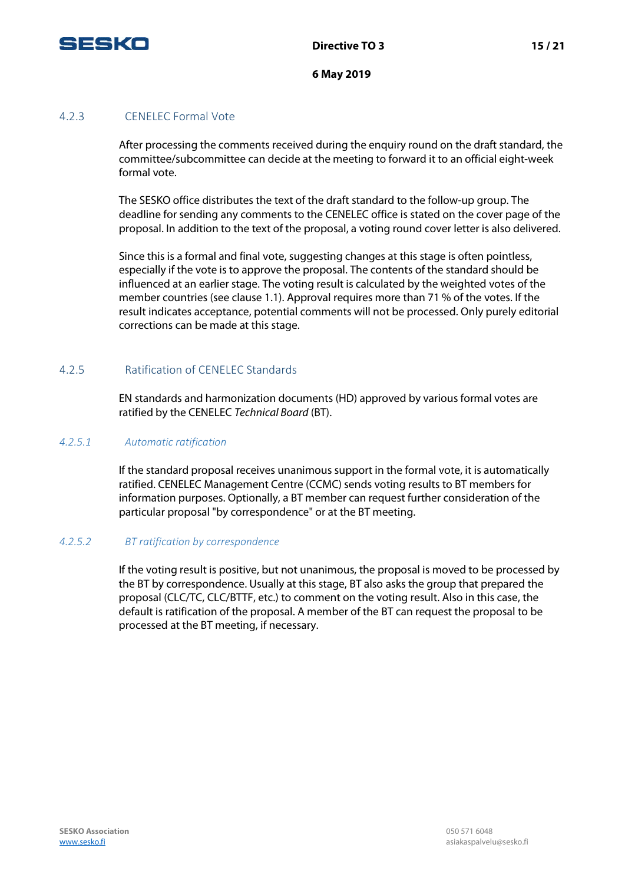### 4.2.3 CENELEC Formal Vote

After processing the comments received during the enquiry round on the draft standard, the committee/subcommittee can decide at the meeting to forward it to an official eight-week formal vote.

The SESKO office distributes the text of the draft standard to the follow-up group. The deadline for sending any comments to the CENELEC office is stated on the cover page of the proposal. In addition to the text of the proposal, a voting round cover letter is also delivered.

Since this is a formal and final vote, suggesting changes at this stage is often pointless, especially if the vote is to approve the proposal. The contents of the standard should be influenced at an earlier stage. The voting result is calculated by the weighted votes of the member countries (see clause 1.1). Approval requires more than 71 % of the votes. If the result indicates acceptance, potential comments will not be processed. Only purely editorial corrections can be made at this stage.

### 4.2.5 Ratification of CENELEC Standards

EN standards and harmonization documents (HD) approved by various formal votes are ratified by the CENELEC *Technical Board* (BT).

#### *4.2.5.1 Automatic ratification*

If the standard proposal receives unanimous support in the formal vote, it is automatically ratified. CENELEC Management Centre (CCMC) sends voting results to BT members for information purposes. Optionally, a BT member can request further consideration of the particular proposal "by correspondence" or at the BT meeting.

#### *4.2.5.2 BT ratification by correspondence*

If the voting result is positive, but not unanimous, the proposal is moved to be processed by the BT by correspondence. Usually at this stage, BT also asks the group that prepared the proposal (CLC/TC, CLC/BTTF, etc.) to comment on the voting result. Also in this case, the default is ratification of the proposal. A member of the BT can request the proposal to be processed at the BT meeting, if necessary.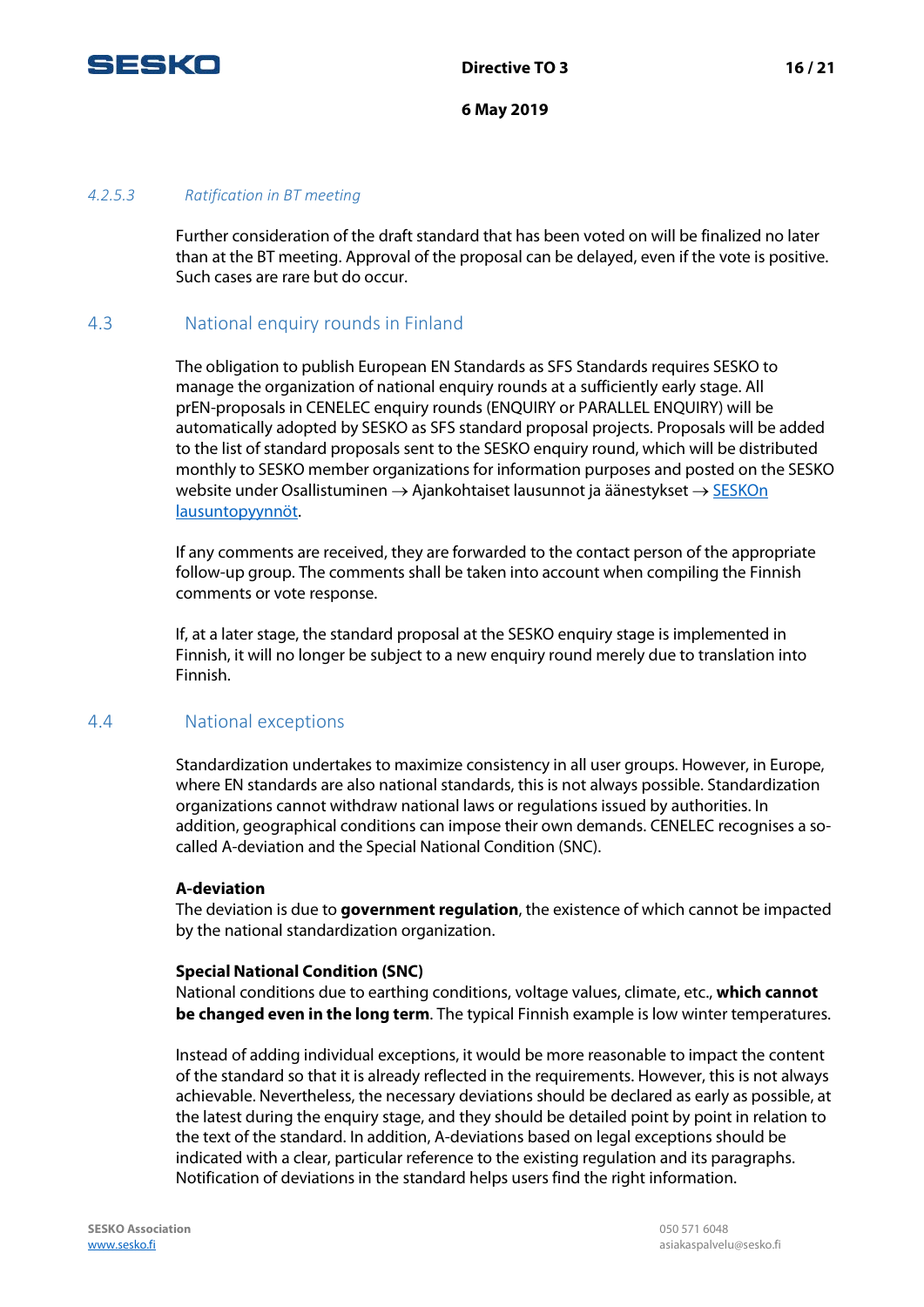#### 4.2.5.3 *Ratification in BT meeting*

Further consideration of the draft standard that has been voted on will be finalized no later than at the BT meeting. Approval of the proposal can be delayed, even if the vote is positive. Such cases are rare but do occur.

### 4.3 National enquiry rounds in Finland

The obligation to publish European EN Standards as SFS Standards requires SESKO to manage the organization of national enquiry rounds at a sufficiently early stage. All prEN-proposals in CENELEC enquiry rounds (ENQUIRY or PARALLEL ENQUIRY) will be automatically adopted by SESKO as SFS standard proposal projects. Proposals will be added to the list of standard proposals sent to the SESKO enquiry round, which will be distributed monthly to SESKO member organizations for information purposes and posted on the SESKO website under Osallistuminen → Ajankohtaiset lausunnot ja äänestykset → SESKOn lausuntopyynnöt.

If any comments are received, they are forwarded to the contact person of the appropriate follow-up group. The comments shall be taken into account when compiling the Finnish comments or vote response.

If, at a later stage, the standard proposal at the SESKO enquiry stage is implemented in Finnish, it will no longer be subject to a new enquiry round merely due to translation into Finnish.

### 4.4 National exceptions

Standardization undertakes to maximize consistency in all user groups. However, in Europe, where EN standards are also national standards, this is not always possible. Standardization organizations cannot withdraw national laws or regulations issued by authorities. In addition, geographical conditions can impose their own demands. CENELEC recognises a so-called A-deviation and the Special National Condition (SNC).

**A-deviation**
The deviation is due to **government regulation**, the existence of which cannot be impacted by the national standardization organization.

**Special National Condition (SNC)**
National conditions due to earthing conditions, voltage values, climate, etc., **which cannot be changed even in the long term**. The typical Finnish example is low winter temperatures.

Instead of adding individual exceptions, it would be more reasonable to impact the content of the standard so that it is already reflected in the requirements. However, this is not always achievable. Nevertheless, the necessary deviations should be declared as early as possible, at the latest during the enquiry stage, and they should be detailed point by point in relation to the text of the standard. In addition, A-deviations based on legal exceptions should be indicated with a clear, particular reference to the existing regulation and its paragraphs. Notification of deviations in the standard helps users find the right information.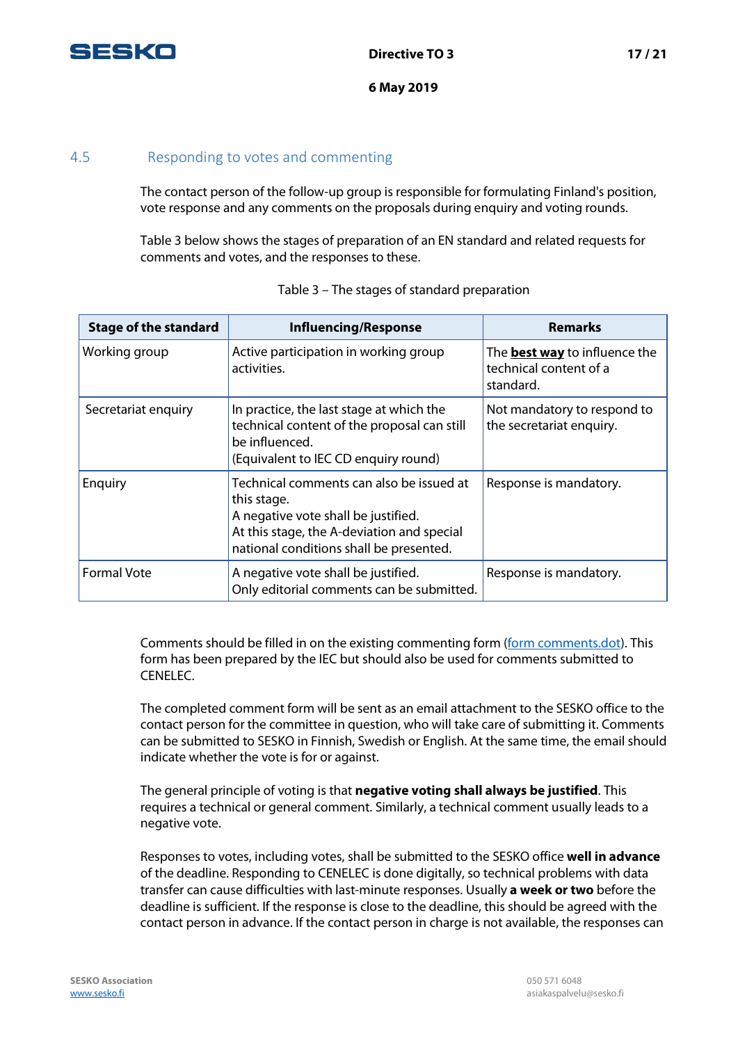## 4.5 Responding to votes and commenting

The contact person of the follow-up group is responsible for formulating Finland's position, vote response and any comments on the proposals during enquiry and voting rounds.

Table 3 below shows the stages of preparation of an EN standard and related requests for comments and votes, and the responses to these.

Table 3 – The stages of standard preparation

| Stage of the standard | Influencing/Response | Remarks |
|---|---|---|
| Working group | Active participation in working group activities. | The **best way** to influence the technical content of a standard. |
| Secretariat enquiry | In practice, the last stage at which the technical content of the proposal can still be influenced.<br>(Equivalent to IEC CD enquiry round) | Not mandatory to respond to the secretariat enquiry. |
| Enquiry | Technical comments can also be issued at this stage.<br>A negative vote shall be justified.<br>At this stage, the A-deviation and special national conditions shall be presented. | Response is mandatory. |
| Formal Vote | A negative vote shall be justified.<br>Only editorial comments can be submitted. | Response is mandatory. |

Comments should be filled in on the existing commenting form (form comments.dot). This form has been prepared by the IEC but should also be used for comments submitted to CENELEC.

The completed comment form will be sent as an email attachment to the SESKO office to the contact person for the committee in question, who will take care of submitting it. Comments can be submitted to SESKO in Finnish, Swedish or English. At the same time, the email should indicate whether the vote is for or against.

The general principle of voting is that **negative voting shall always be justified**. This requires a technical or general comment. Similarly, a technical comment usually leads to a negative vote.

Responses to votes, including votes, shall be submitted to the SESKO office **well in advance** of the deadline. Responding to CENELEC is done digitally, so technical problems with data transfer can cause difficulties with last-minute responses. Usually **a week or two** before the deadline is sufficient. If the response is close to the deadline, this should be agreed with the contact person in advance. If the contact person in charge is not available, the responses can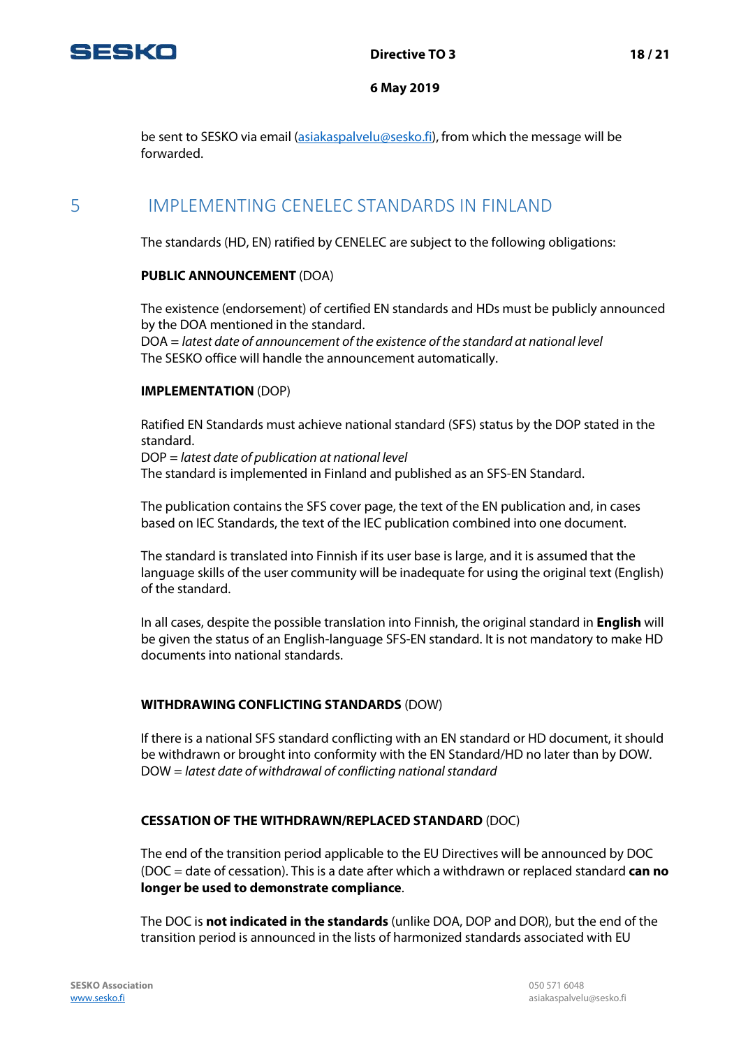be sent to SESKO via email (asiakaspalvelu@sesko.fi), from which the message will be forwarded.

# 5 IMPLEMENTING CENELEC STANDARDS IN FINLAND

The standards (HD, EN) ratified by CENELEC are subject to the following obligations:

**PUBLIC ANNOUNCEMENT** (DOA)

The existence (endorsement) of certified EN standards and HDs must be publicly announced by the DOA mentioned in the standard.
DOA = *latest date of announcement of the existence of the standard at national level*
The SESKO office will handle the announcement automatically.

**IMPLEMENTATION** (DOP)

Ratified EN Standards must achieve national standard (SFS) status by the DOP stated in the standard.
DOP = *latest date of publication at national level*
The standard is implemented in Finland and published as an SFS-EN Standard.

The publication contains the SFS cover page, the text of the EN publication and, in cases based on IEC Standards, the text of the IEC publication combined into one document.

The standard is translated into Finnish if its user base is large, and it is assumed that the language skills of the user community will be inadequate for using the original text (English) of the standard.

In all cases, despite the possible translation into Finnish, the original standard in **English** will be given the status of an English-language SFS-EN standard. It is not mandatory to make HD documents into national standards.

**WITHDRAWING CONFLICTING STANDARDS** (DOW)

If there is a national SFS standard conflicting with an EN standard or HD document, it should be withdrawn or brought into conformity with the EN Standard/HD no later than by DOW.
DOW = *latest date of withdrawal of conflicting national standard*

**CESSATION OF THE WITHDRAWN/REPLACED STANDARD** (DOC)

The end of the transition period applicable to the EU Directives will be announced by DOC (DOC = date of cessation). This is a date after which a withdrawn or replaced standard **can no longer be used to demonstrate compliance**.

The DOC is **not indicated in the standards** (unlike DOA, DOP and DOR), but the end of the transition period is announced in the lists of harmonized standards associated with EU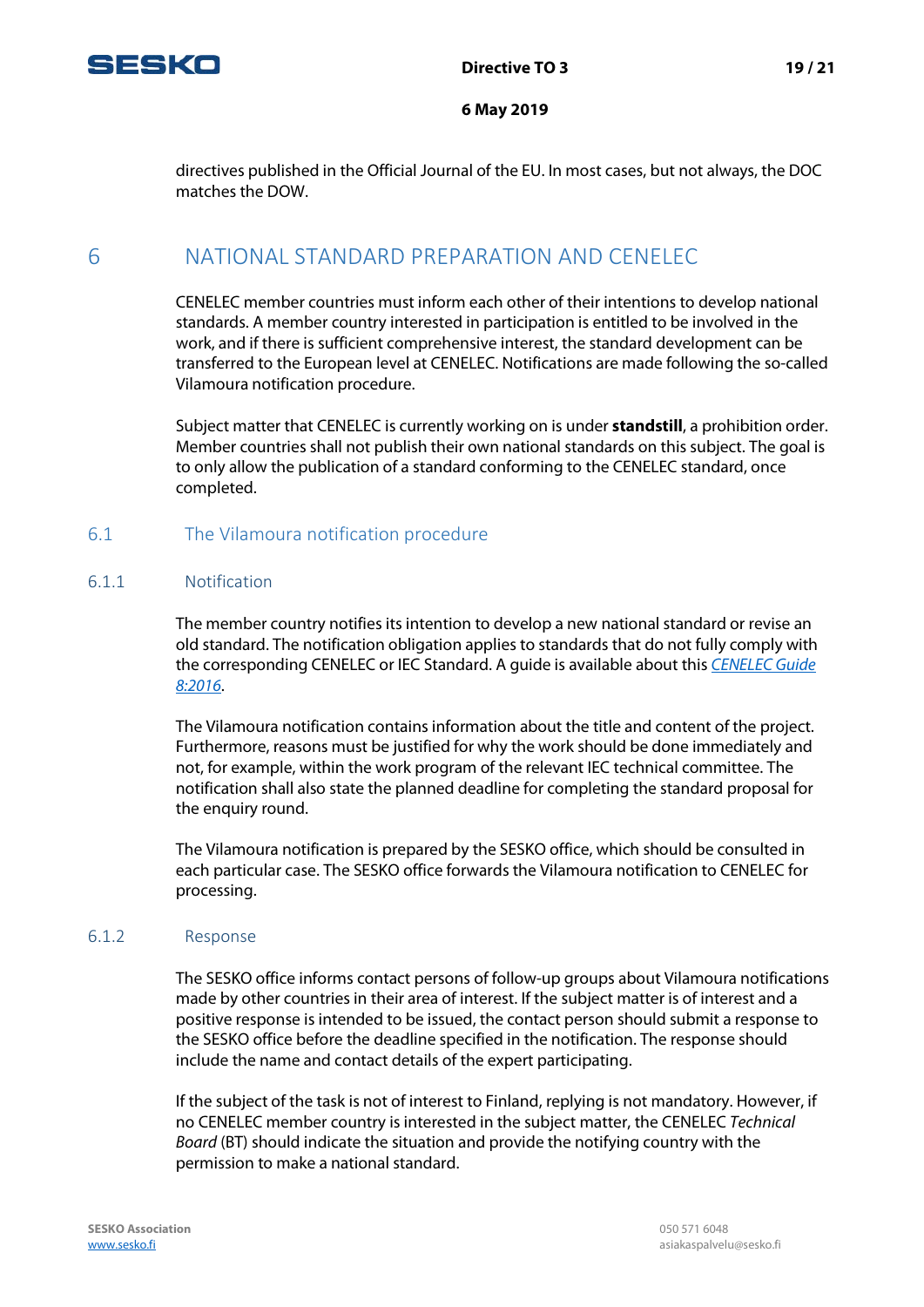directives published in the Official Journal of the EU. In most cases, but not always, the DOC matches the DOW.

# 6 NATIONAL STANDARD PREPARATION AND CENELEC

CENELEC member countries must inform each other of their intentions to develop national standards. A member country interested in participation is entitled to be involved in the work, and if there is sufficient comprehensive interest, the standard development can be transferred to the European level at CENELEC. Notifications are made following the so-called Vilamoura notification procedure.

Subject matter that CENELEC is currently working on is under **standstill**, a prohibition order. Member countries shall not publish their own national standards on this subject. The goal is to only allow the publication of a standard conforming to the CENELEC standard, once completed.

## 6.1 The Vilamoura notification procedure

### 6.1.1 Notification

The member country notifies its intention to develop a new national standard or revise an old standard. The notification obligation applies to standards that do not fully comply with the corresponding CENELEC or IEC Standard. A guide is available about this *CENELEC Guide 8:2016*.

The Vilamoura notification contains information about the title and content of the project. Furthermore, reasons must be justified for why the work should be done immediately and not, for example, within the work program of the relevant IEC technical committee. The notification shall also state the planned deadline for completing the standard proposal for the enquiry round.

The Vilamoura notification is prepared by the SESKO office, which should be consulted in each particular case. The SESKO office forwards the Vilamoura notification to CENELEC for processing.

### 6.1.2 Response

The SESKO office informs contact persons of follow-up groups about Vilamoura notifications made by other countries in their area of interest. If the subject matter is of interest and a positive response is intended to be issued, the contact person should submit a response to the SESKO office before the deadline specified in the notification. The response should include the name and contact details of the expert participating.

If the subject of the task is not of interest to Finland, replying is not mandatory. However, if no CENELEC member country is interested in the subject matter, the CENELEC *Technical Board* (BT) should indicate the situation and provide the notifying country with the permission to make a national standard.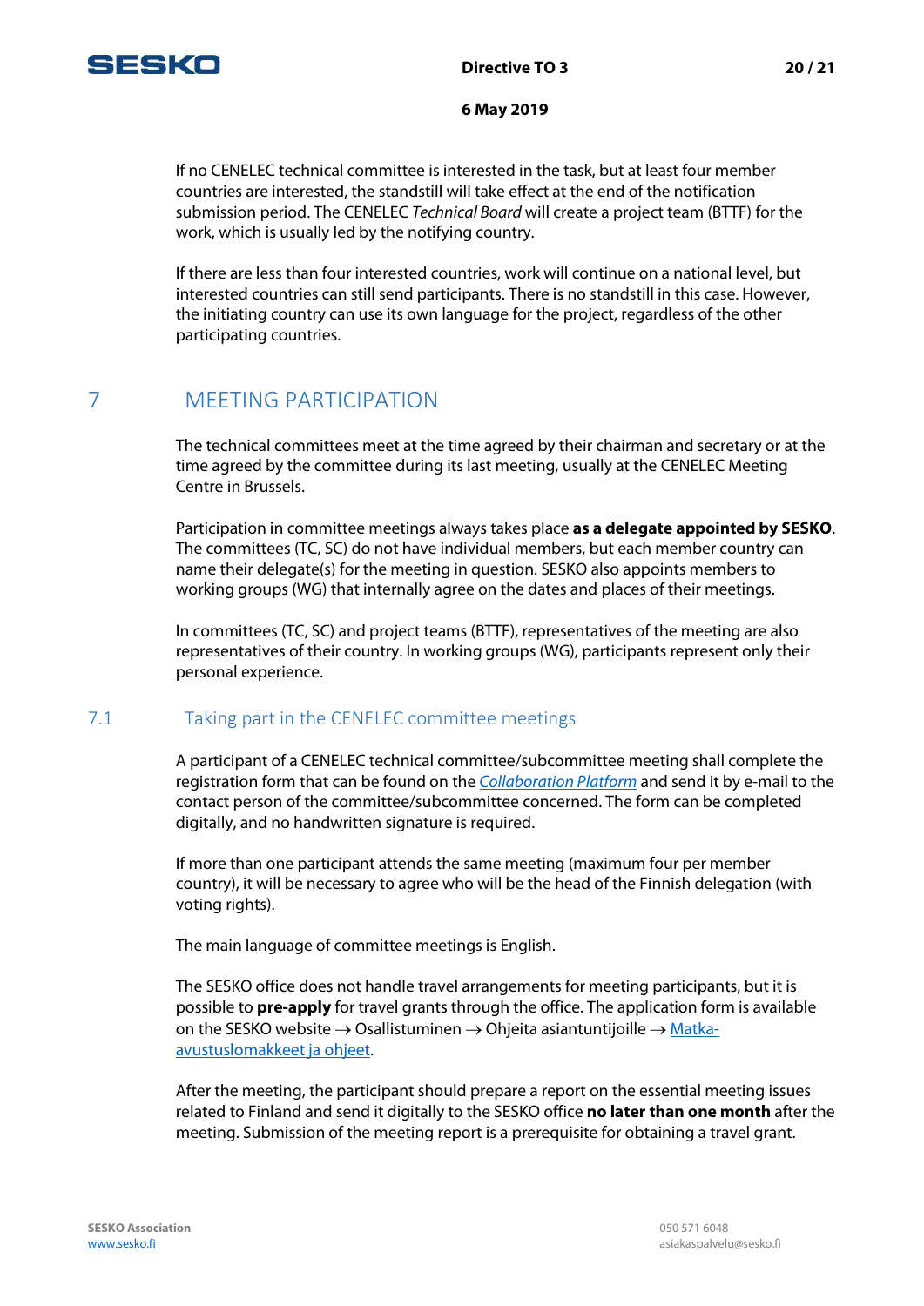If no CENELEC technical committee is interested in the task, but at least four member countries are interested, the standstill will take effect at the end of the notification submission period. The CENELEC *Technical Board* will create a project team (BTTF) for the work, which is usually led by the notifying country.

If there are less than four interested countries, work will continue on a national level, but interested countries can still send participants. There is no standstill in this case. However, the initiating country can use its own language for the project, regardless of the other participating countries.

# 7 MEETING PARTICIPATION

The technical committees meet at the time agreed by their chairman and secretary or at the time agreed by the committee during its last meeting, usually at the CENELEC Meeting Centre in Brussels.

Participation in committee meetings always takes place **as a delegate appointed by SESKO**. The committees (TC, SC) do not have individual members, but each member country can name their delegate(s) for the meeting in question. SESKO also appoints members to working groups (WG) that internally agree on the dates and places of their meetings.

In committees (TC, SC) and project teams (BTTF), representatives of the meeting are also representatives of their country. In working groups (WG), participants represent only their personal experience.

## 7.1 Taking part in the CENELEC committee meetings

A participant of a CENELEC technical committee/subcommittee meeting shall complete the registration form that can be found on the *Collaboration Platform* and send it by e-mail to the contact person of the committee/subcommittee concerned. The form can be completed digitally, and no handwritten signature is required.

If more than one participant attends the same meeting (maximum four per member country), it will be necessary to agree who will be the head of the Finnish delegation (with voting rights).

The main language of committee meetings is English.

The SESKO office does not handle travel arrangements for meeting participants, but it is possible to **pre-apply** for travel grants through the office. The application form is available on the SESKO website → Osallistuminen → Ohjeita asiantuntijoille → Matka-avustuslomakkeet ja ohjeet.

After the meeting, the participant should prepare a report on the essential meeting issues related to Finland and send it digitally to the SESKO office **no later than one month** after the meeting. Submission of the meeting report is a prerequisite for obtaining a travel grant.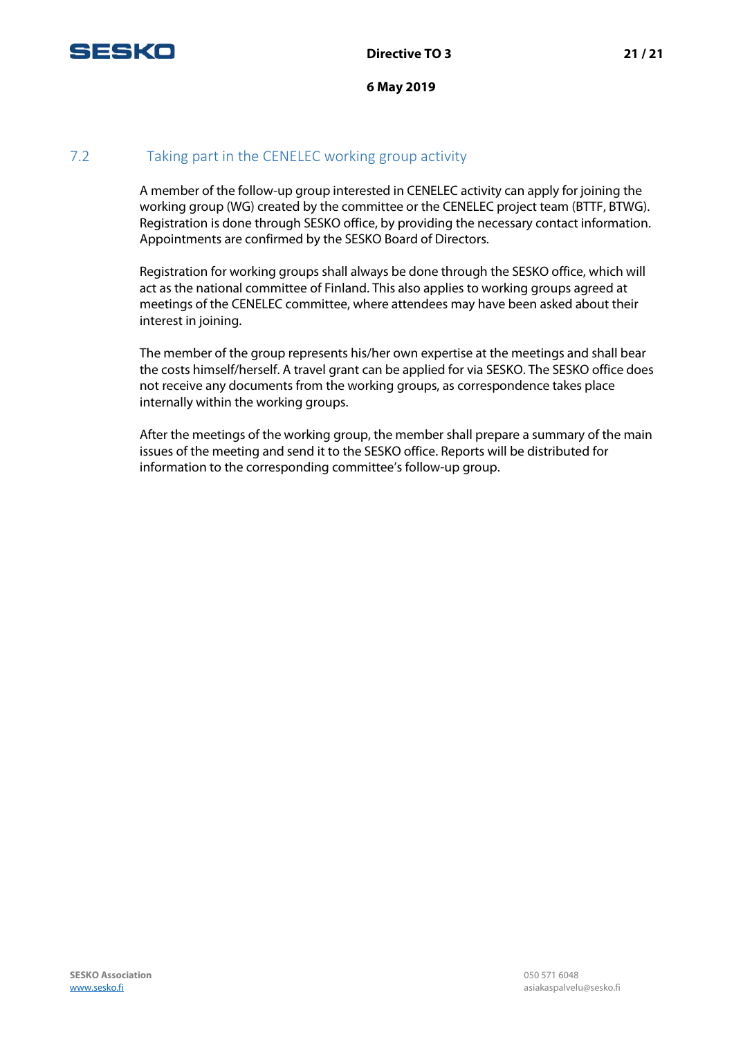## 7.2 Taking part in the CENELEC working group activity

A member of the follow-up group interested in CENELEC activity can apply for joining the working group (WG) created by the committee or the CENELEC project team (BTTF, BTWG). Registration is done through SESKO office, by providing the necessary contact information. Appointments are confirmed by the SESKO Board of Directors.

Registration for working groups shall always be done through the SESKO office, which will act as the national committee of Finland. This also applies to working groups agreed at meetings of the CENELEC committee, where attendees may have been asked about their interest in joining.

The member of the group represents his/her own expertise at the meetings and shall bear the costs himself/herself. A travel grant can be applied for via SESKO. The SESKO office does not receive any documents from the working groups, as correspondence takes place internally within the working groups.

After the meetings of the working group, the member shall prepare a summary of the main issues of the meeting and send it to the SESKO office. Reports will be distributed for information to the corresponding committee's follow-up group.